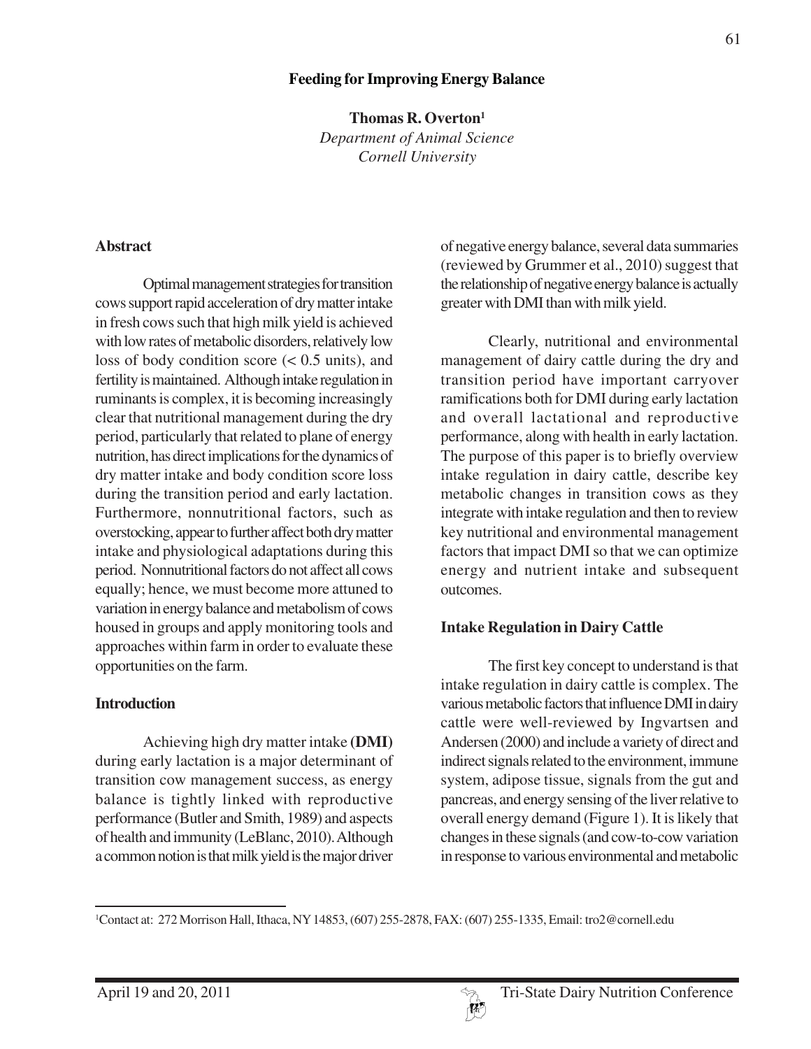# Feeding for Improving Energy Balance

**Thomas R. Overton[1]**
*Department of Animal Science*
*Cornell University*

## Abstract

Optimal management strategies for transition cows support rapid acceleration of dry matter intake in fresh cows such that high milk yield is achieved with low rates of metabolic disorders, relatively low loss of body condition score (< 0.5 units), and fertility is maintained. Although intake regulation in ruminants is complex, it is becoming increasingly clear that nutritional management during the dry period, particularly that related to plane of energy nutrition, has direct implications for the dynamics of dry matter intake and body condition score loss during the transition period and early lactation. Furthermore, nonnutritional factors, such as overstocking, appear to further affect both dry matter intake and physiological adaptations during this period. Nonnutritional factors do not affect all cows equally; hence, we must become more attuned to variation in energy balance and metabolism of cows housed in groups and apply monitoring tools and approaches within farm in order to evaluate these opportunities on the farm.

## Introduction

Achieving high dry matter intake **(DMI)** during early lactation is a major determinant of transition cow management success, as energy balance is tightly linked with reproductive performance (Butler and Smith, 1989) and aspects of health and immunity (LeBlanc, 2010). Although a common notion is that milk yield is the major driver of negative energy balance, several data summaries (reviewed by Grummer et al., 2010) suggest that the relationship of negative energy balance is actually greater with DMI than with milk yield.

Clearly, nutritional and environmental management of dairy cattle during the dry and transition period have important carryover ramifications both for DMI during early lactation and overall lactational and reproductive performance, along with health in early lactation. The purpose of this paper is to briefly overview intake regulation in dairy cattle, describe key metabolic changes in transition cows as they integrate with intake regulation and then to review key nutritional and environmental management factors that impact DMI so that we can optimize energy and nutrient intake and subsequent outcomes.

## Intake Regulation in Dairy Cattle

The first key concept to understand is that intake regulation in dairy cattle is complex. The various metabolic factors that influence DMI in dairy cattle were well-reviewed by Ingvartsen and Andersen (2000) and include a variety of direct and indirect signals related to the environment, immune system, adipose tissue, signals from the gut and pancreas, and energy sensing of the liver relative to overall energy demand (Figure 1). It is likely that changes in these signals (and cow-to-cow variation in response to various environmental and metabolic

[1]Contact at: 272 Morrison Hall, Ithaca, NY 14853, (607) 255-2878, FAX: (607) 255-1335, Email: tro2@cornell.edu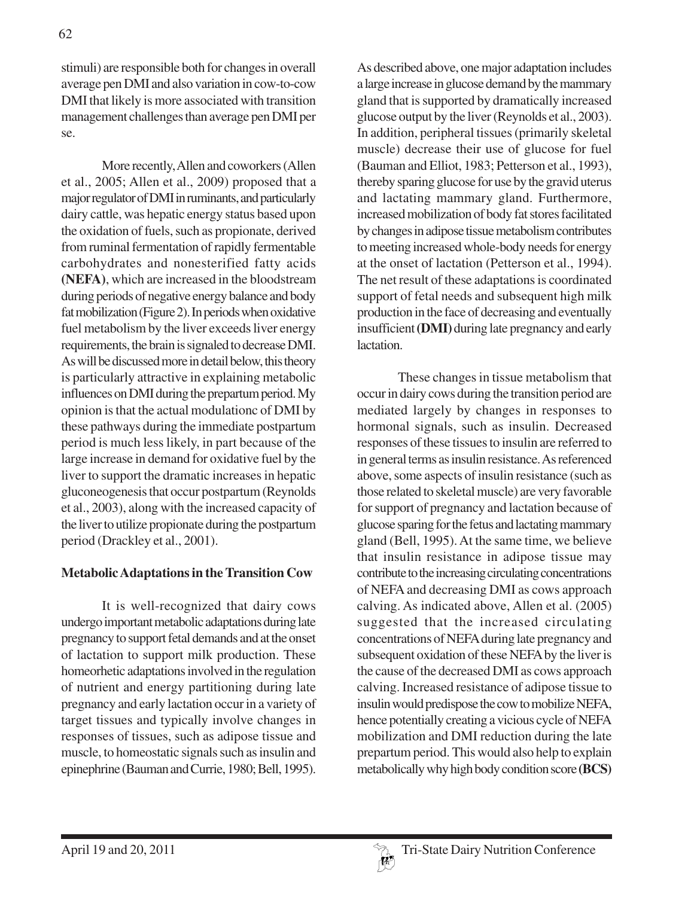stimuli) are responsible both for changes in overall average pen DMI and also variation in cow-to-cow DMI that likely is more associated with transition management challenges than average pen DMI per se.

More recently, Allen and coworkers (Allen et al., 2005; Allen et al., 2009) proposed that a major regulator of DMI in ruminants, and particularly dairy cattle, was hepatic energy status based upon the oxidation of fuels, such as propionate, derived from ruminal fermentation of rapidly fermentable carbohydrates and nonesterified fatty acids **(NEFA)**, which are increased in the bloodstream during periods of negative energy balance and body fat mobilization (Figure 2). In periods when oxidative fuel metabolism by the liver exceeds liver energy requirements, the brain is signaled to decrease DMI. As will be discussed more in detail below, this theory is particularly attractive in explaining metabolic influences on DMI during the prepartum period. My opinion is that the actual modulationc of DMI by these pathways during the immediate postpartum period is much less likely, in part because of the large increase in demand for oxidative fuel by the liver to support the dramatic increases in hepatic gluconeogenesis that occur postpartum (Reynolds et al., 2003), along with the increased capacity of the liver to utilize propionate during the postpartum period (Drackley et al., 2001).

## Metabolic Adaptations in the Transition Cow

It is well-recognized that dairy cows undergo important metabolic adaptations during late pregnancy to support fetal demands and at the onset of lactation to support milk production. These homeorhetic adaptations involved in the regulation of nutrient and energy partitioning during late pregnancy and early lactation occur in a variety of target tissues and typically involve changes in responses of tissues, such as adipose tissue and muscle, to homeostatic signals such as insulin and epinephrine (Bauman and Currie, 1980; Bell, 1995). As described above, one major adaptation includes a large increase in glucose demand by the mammary gland that is supported by dramatically increased glucose output by the liver (Reynolds et al., 2003). In addition, peripheral tissues (primarily skeletal muscle) decrease their use of glucose for fuel (Bauman and Elliot, 1983; Petterson et al., 1993), thereby sparing glucose for use by the gravid uterus and lactating mammary gland. Furthermore, increased mobilization of body fat stores facilitated by changes in adipose tissue metabolism contributes to meeting increased whole-body needs for energy at the onset of lactation (Petterson et al., 1994). The net result of these adaptations is coordinated support of fetal needs and subsequent high milk production in the face of decreasing and eventually insufficient **(DMI)** during late pregnancy and early lactation.

These changes in tissue metabolism that occur in dairy cows during the transition period are mediated largely by changes in responses to hormonal signals, such as insulin. Decreased responses of these tissues to insulin are referred to in general terms as insulin resistance. As referenced above, some aspects of insulin resistance (such as those related to skeletal muscle) are very favorable for support of pregnancy and lactation because of glucose sparing for the fetus and lactating mammary gland (Bell, 1995). At the same time, we believe that insulin resistance in adipose tissue may contribute to the increasing circulating concentrations of NEFA and decreasing DMI as cows approach calving. As indicated above, Allen et al. (2005) suggested that the increased circulating concentrations of NEFA during late pregnancy and subsequent oxidation of these NEFA by the liver is the cause of the decreased DMI as cows approach calving. Increased resistance of adipose tissue to insulin would predispose the cow to mobilize NEFA, hence potentially creating a vicious cycle of NEFA mobilization and DMI reduction during the late prepartum period. This would also help to explain metabolically why high body condition score **(BCS)**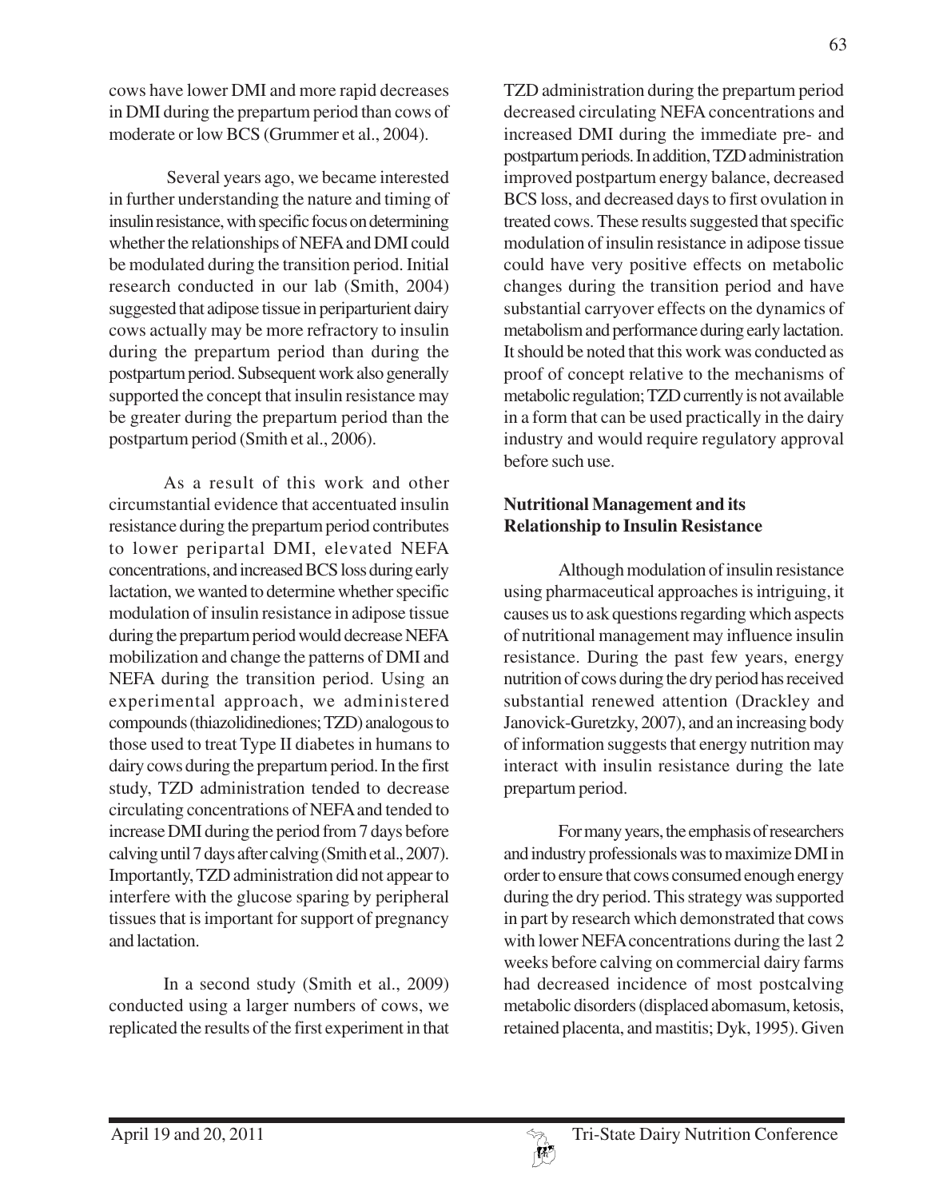cows have lower DMI and more rapid decreases in DMI during the prepartum period than cows of moderate or low BCS (Grummer et al., 2004).

Several years ago, we became interested in further understanding the nature and timing of insulin resistance, with specific focus on determining whether the relationships of NEFA and DMI could be modulated during the transition period. Initial research conducted in our lab (Smith, 2004) suggested that adipose tissue in periparturient dairy cows actually may be more refractory to insulin during the prepartum period than during the postpartum period. Subsequent work also generally supported the concept that insulin resistance may be greater during the prepartum period than the postpartum period (Smith et al., 2006).

As a result of this work and other circumstantial evidence that accentuated insulin resistance during the prepartum period contributes to lower peripartal DMI, elevated NEFA concentrations, and increased BCS loss during early lactation, we wanted to determine whether specific modulation of insulin resistance in adipose tissue during the prepartum period would decrease NEFA mobilization and change the patterns of DMI and NEFA during the transition period. Using an experimental approach, we administered compounds (thiazolidinediones; TZD) analogous to those used to treat Type II diabetes in humans to dairy cows during the prepartum period. In the first study, TZD administration tended to decrease circulating concentrations of NEFA and tended to increase DMI during the period from 7 days before calving until 7 days after calving (Smith et al., 2007). Importantly, TZD administration did not appear to interfere with the glucose sparing by peripheral tissues that is important for support of pregnancy and lactation.

In a second study (Smith et al., 2009) conducted using a larger numbers of cows, we replicated the results of the first experiment in that TZD administration during the prepartum period decreased circulating NEFA concentrations and increased DMI during the immediate pre- and postpartum periods. In addition, TZD administration improved postpartum energy balance, decreased BCS loss, and decreased days to first ovulation in treated cows. These results suggested that specific modulation of insulin resistance in adipose tissue could have very positive effects on metabolic changes during the transition period and have substantial carryover effects on the dynamics of metabolism and performance during early lactation. It should be noted that this work was conducted as proof of concept relative to the mechanisms of metabolic regulation; TZD currently is not available in a form that can be used practically in the dairy industry and would require regulatory approval before such use.

## Nutritional Management and its Relationship to Insulin Resistance

Although modulation of insulin resistance using pharmaceutical approaches is intriguing, it causes us to ask questions regarding which aspects of nutritional management may influence insulin resistance. During the past few years, energy nutrition of cows during the dry period has received substantial renewed attention (Drackley and Janovick-Guretzky, 2007), and an increasing body of information suggests that energy nutrition may interact with insulin resistance during the late prepartum period.

For many years, the emphasis of researchers and industry professionals was to maximize DMI in order to ensure that cows consumed enough energy during the dry period. This strategy was supported in part by research which demonstrated that cows with lower NEFA concentrations during the last 2 weeks before calving on commercial dairy farms had decreased incidence of most postcalving metabolic disorders (displaced abomasum, ketosis, retained placenta, and mastitis; Dyk, 1995). Given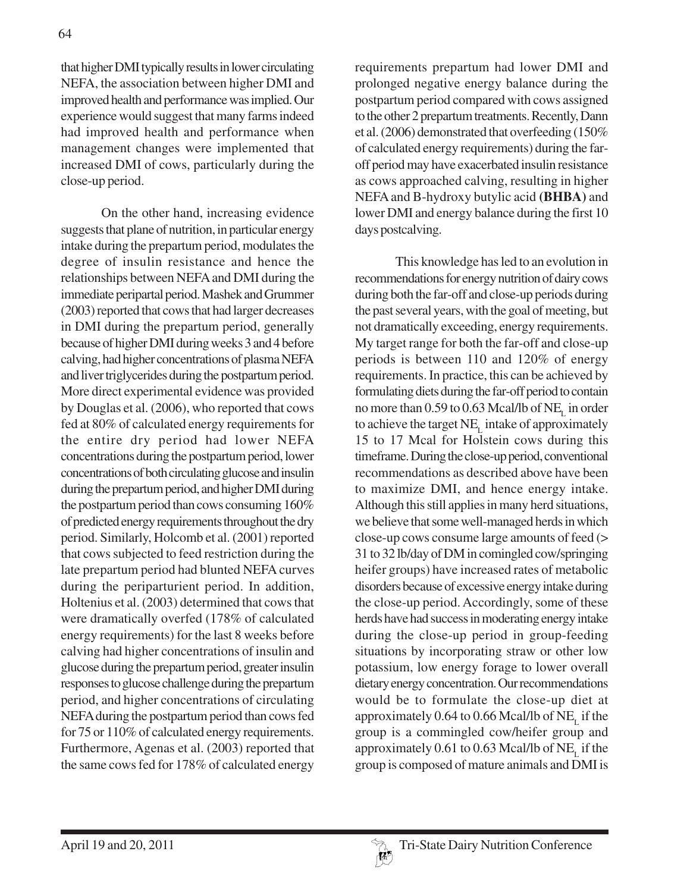that higher DMI typically results in lower circulating NEFA, the association between higher DMI and improved health and performance was implied. Our experience would suggest that many farms indeed had improved health and performance when management changes were implemented that increased DMI of cows, particularly during the close-up period.

On the other hand, increasing evidence suggests that plane of nutrition, in particular energy intake during the prepartum period, modulates the degree of insulin resistance and hence the relationships between NEFA and DMI during the immediate peripartal period. Mashek and Grummer (2003) reported that cows that had larger decreases in DMI during the prepartum period, generally because of higher DMI during weeks 3 and 4 before calving, had higher concentrations of plasma NEFA and liver triglycerides during the postpartum period. More direct experimental evidence was provided by Douglas et al. (2006), who reported that cows fed at 80% of calculated energy requirements for the entire dry period had lower NEFA concentrations during the postpartum period, lower concentrations of both circulating glucose and insulin during the prepartum period, and higher DMI during the postpartum period than cows consuming 160% of predicted energy requirements throughout the dry period. Similarly, Holcomb et al. (2001) reported that cows subjected to feed restriction during the late prepartum period had blunted NEFA curves during the periparturient period. In addition, Holtenius et al. (2003) determined that cows that were dramatically overfed (178% of calculated energy requirements) for the last 8 weeks before calving had higher concentrations of insulin and glucose during the prepartum period, greater insulin responses to glucose challenge during the prepartum period, and higher concentrations of circulating NEFA during the postpartum period than cows fed for 75 or 110% of calculated energy requirements. Furthermore, Agenas et al. (2003) reported that the same cows fed for 178% of calculated energy requirements prepartum had lower DMI and prolonged negative energy balance during the postpartum period compared with cows assigned to the other 2 prepartum treatments. Recently, Dann et al. (2006) demonstrated that overfeeding (150% of calculated energy requirements) during the far-off period may have exacerbated insulin resistance as cows approached calving, resulting in higher NEFA and B-hydroxy butylic acid **(BHBA)** and lower DMI and energy balance during the first 10 days postcalving.

This knowledge has led to an evolution in recommendations for energy nutrition of dairy cows during both the far-off and close-up periods during the past several years, with the goal of meeting, but not dramatically exceeding, energy requirements. My target range for both the far-off and close-up periods is between 110 and 120% of energy requirements. In practice, this can be achieved by formulating diets during the far-off period to contain no more than 0.59 to 0.63 Mcal/lb of $NE_L$ in order to achieve the target $NE_L$ intake of approximately 15 to 17 Mcal for Holstein cows during this timeframe. During the close-up period, conventional recommendations as described above have been to maximize DMI, and hence energy intake. Although this still applies in many herd situations, we believe that some well-managed herds in which close-up cows consume large amounts of feed (> 31 to 32 lb/day of DM in comingled cow/springing heifer groups) have increased rates of metabolic disorders because of excessive energy intake during the close-up period. Accordingly, some of these herds have had success in moderating energy intake during the close-up period in group-feeding situations by incorporating straw or other low potassium, low energy forage to lower overall dietary energy concentration. Our recommendations would be to formulate the close-up diet at approximately 0.64 to 0.66 Mcal/lb of $NE_L$ if the group is a commingled cow/heifer group and approximately 0.61 to 0.63 Mcal/lb of $NE_L$ if the group is composed of mature animals and DMI is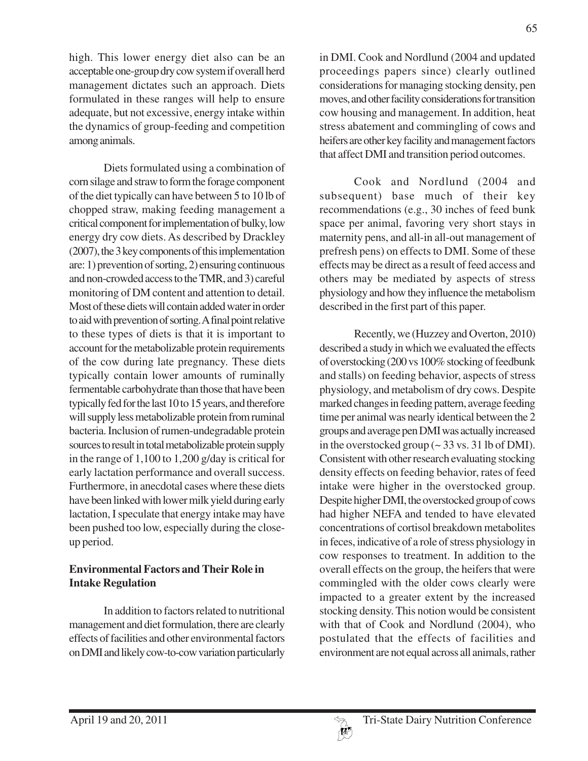high. This lower energy diet also can be an acceptable one-group dry cow system if overall herd management dictates such an approach. Diets formulated in these ranges will help to ensure adequate, but not excessive, energy intake within the dynamics of group-feeding and competition among animals.

Diets formulated using a combination of corn silage and straw to form the forage component of the diet typically can have between 5 to 10 lb of chopped straw, making feeding management a critical component for implementation of bulky, low energy dry cow diets. As described by Drackley (2007), the 3 key components of this implementation are: 1) prevention of sorting, 2) ensuring continuous and non-crowded access to the TMR, and 3) careful monitoring of DM content and attention to detail. Most of these diets will contain added water in order to aid with prevention of sorting. A final point relative to these types of diets is that it is important to account for the metabolizable protein requirements of the cow during late pregnancy. These diets typically contain lower amounts of ruminally fermentable carbohydrate than those that have been typically fed for the last 10 to 15 years, and therefore will supply less metabolizable protein from ruminal bacteria. Inclusion of rumen-undegradable protein sources to result in total metabolizable protein supply in the range of 1,100 to 1,200 g/day is critical for early lactation performance and overall success. Furthermore, in anecdotal cases where these diets have been linked with lower milk yield during early lactation, I speculate that energy intake may have been pushed too low, especially during the close-up period.

## Environmental Factors and Their Role in Intake Regulation

In addition to factors related to nutritional management and diet formulation, there are clearly effects of facilities and other environmental factors on DMI and likely cow-to-cow variation particularly in DMI. Cook and Nordlund (2004 and updated proceedings papers since) clearly outlined considerations for managing stocking density, pen moves, and other facility considerations for transition cow housing and management. In addition, heat stress abatement and commingling of cows and heifers are other key facility and management factors that affect DMI and transition period outcomes.

Cook and Nordlund (2004 and subsequent) base much of their key recommendations (e.g., 30 inches of feed bunk space per animal, favoring very short stays in maternity pens, and all-in all-out management of prefresh pens) on effects to DMI. Some of these effects may be direct as a result of feed access and others may be mediated by aspects of stress physiology and how they influence the metabolism described in the first part of this paper.

Recently, we (Huzzey and Overton, 2010) described a study in which we evaluated the effects of overstocking (200 vs 100% stocking of feedbunk and stalls) on feeding behavior, aspects of stress physiology, and metabolism of dry cows. Despite marked changes in feeding pattern, average feeding time per animal was nearly identical between the 2 groups and average pen DMI was actually increased in the overstocked group (~ 33 vs. 31 lb of DMI). Consistent with other research evaluating stocking density effects on feeding behavior, rates of feed intake were higher in the overstocked group. Despite higher DMI, the overstocked group of cows had higher NEFA and tended to have elevated concentrations of cortisol breakdown metabolites in feces, indicative of a role of stress physiology in cow responses to treatment. In addition to the overall effects on the group, the heifers that were commingled with the older cows clearly were impacted to a greater extent by the increased stocking density. This notion would be consistent with that of Cook and Nordlund (2004), who postulated that the effects of facilities and environment are not equal across all animals, rather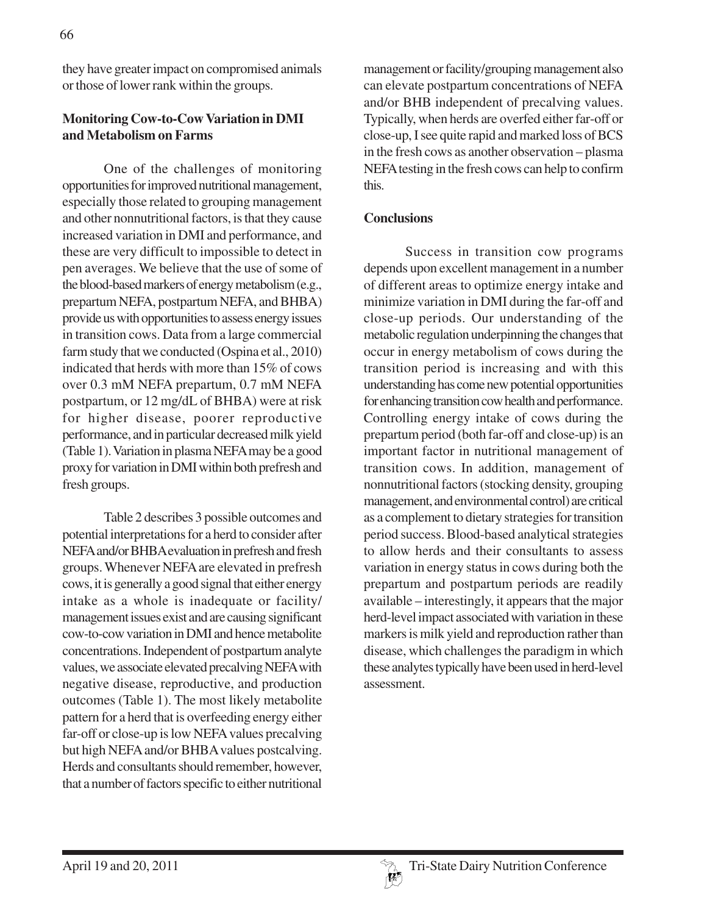they have greater impact on compromised animals or those of lower rank within the groups.

**Monitoring Cow-to-Cow Variation in DMI and Metabolism on Farms**

One of the challenges of monitoring opportunities for improved nutritional management, especially those related to grouping management and other nonnutritional factors, is that they cause increased variation in DMI and performance, and these are very difficult to impossible to detect in pen averages. We believe that the use of some of the blood-based markers of energy metabolism (e.g., prepartum NEFA, postpartum NEFA, and BHBA) provide us with opportunities to assess energy issues in transition cows. Data from a large commercial farm study that we conducted (Ospina et al., 2010) indicated that herds with more than 15% of cows over 0.3 mM NEFA prepartum, 0.7 mM NEFA postpartum, or 12 mg/dL of BHBA) were at risk for higher disease, poorer reproductive performance, and in particular decreased milk yield (Table 1). Variation in plasma NEFA may be a good proxy for variation in DMI within both prefresh and fresh groups.

Table 2 describes 3 possible outcomes and potential interpretations for a herd to consider after NEFA and/or BHBA evaluation in prefresh and fresh groups. Whenever NEFA are elevated in prefresh cows, it is generally a good signal that either energy intake as a whole is inadequate or facility/management issues exist and are causing significant cow-to-cow variation in DMI and hence metabolite concentrations. Independent of postpartum analyte values, we associate elevated precalving NEFA with negative disease, reproductive, and production outcomes (Table 1). The most likely metabolite pattern for a herd that is overfeeding energy either far-off or close-up is low NEFA values precalving but high NEFA and/or BHBA values postcalving. Herds and consultants should remember, however, that a number of factors specific to either nutritional management or facility/grouping management also can elevate postpartum concentrations of NEFA and/or BHB independent of precalving values. Typically, when herds are overfed either far-off or close-up, I see quite rapid and marked loss of BCS in the fresh cows as another observation – plasma NEFA testing in the fresh cows can help to confirm this.

**Conclusions**

Success in transition cow programs depends upon excellent management in a number of different areas to optimize energy intake and minimize variation in DMI during the far-off and close-up periods. Our understanding of the metabolic regulation underpinning the changes that occur in energy metabolism of cows during the transition period is increasing and with this understanding has come new potential opportunities for enhancing transition cow health and performance. Controlling energy intake of cows during the prepartum period (both far-off and close-up) is an important factor in nutritional management of transition cows. In addition, management of nonnutritional factors (stocking density, grouping management, and environmental control) are critical as a complement to dietary strategies for transition period success. Blood-based analytical strategies to allow herds and their consultants to assess variation in energy status in cows during both the prepartum and postpartum periods are readily available – interestingly, it appears that the major herd-level impact associated with variation in these markers is milk yield and reproduction rather than disease, which challenges the paradigm in which these analytes typically have been used in herd-level assessment.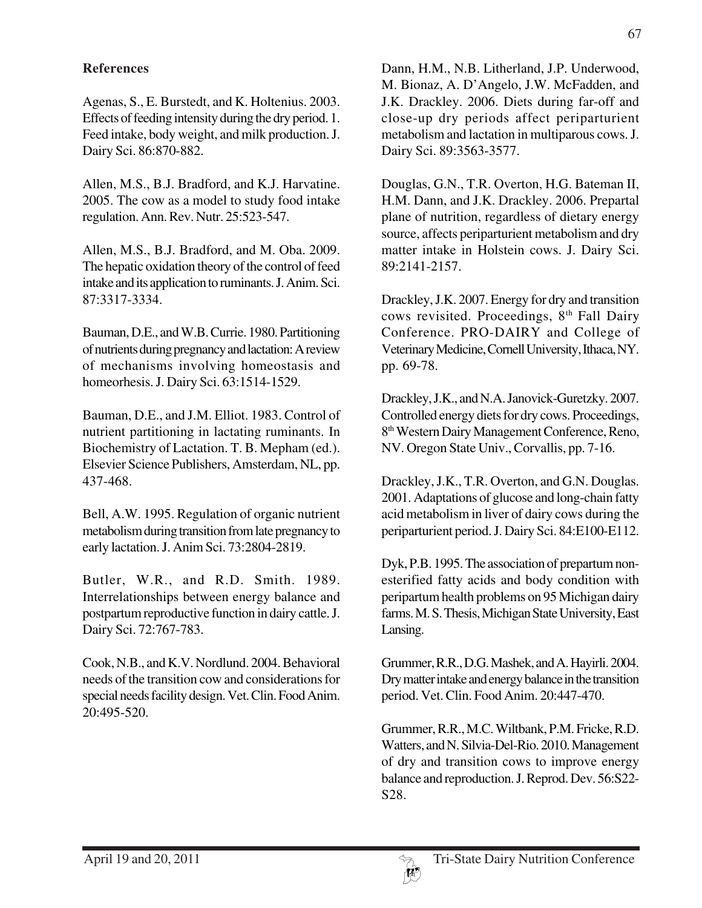## References

Agenas, S., E. Burstedt, and K. Holtenius. 2003. Effects of feeding intensity during the dry period. 1. Feed intake, body weight, and milk production. J. Dairy Sci. 86:870-882.

Allen, M.S., B.J. Bradford, and K.J. Harvatine. 2005. The cow as a model to study food intake regulation. Ann. Rev. Nutr. 25:523-547.

Allen, M.S., B.J. Bradford, and M. Oba. 2009. The hepatic oxidation theory of the control of feed intake and its application to ruminants. J. Anim. Sci. 87:3317-3334.

Bauman, D.E., and W.B. Currie. 1980. Partitioning of nutrients during pregnancy and lactation: A review of mechanisms involving homeostasis and homeorhesis. J. Dairy Sci. 63:1514-1529.

Bauman, D.E., and J.M. Elliot. 1983. Control of nutrient partitioning in lactating ruminants. In Biochemistry of Lactation. T. B. Mepham (ed.). Elsevier Science Publishers, Amsterdam, NL, pp. 437-468.

Bell, A.W. 1995. Regulation of organic nutrient metabolism during transition from late pregnancy to early lactation. J. Anim Sci. 73:2804-2819.

Butler, W.R., and R.D. Smith. 1989. Interrelationships between energy balance and postpartum reproductive function in dairy cattle. J. Dairy Sci. 72:767-783.

Cook, N.B., and K.V. Nordlund. 2004. Behavioral needs of the transition cow and considerations for special needs facility design. Vet. Clin. Food Anim. 20:495-520.

Dann, H.M., N.B. Litherland, J.P. Underwood, M. Bionaz, A. D'Angelo, J.W. McFadden, and J.K. Drackley. 2006. Diets during far-off and close-up dry periods affect periparturient metabolism and lactation in multiparous cows. J. Dairy Sci. 89:3563-3577.

Douglas, G.N., T.R. Overton, H.G. Bateman II, H.M. Dann, and J.K. Drackley. 2006. Prepartal plane of nutrition, regardless of dietary energy source, affects periparturient metabolism and dry matter intake in Holstein cows. J. Dairy Sci. 89:2141-2157.

Drackley, J.K. 2007. Energy for dry and transition cows revisited. Proceedings, 8th Fall Dairy Conference. PRO-DAIRY and College of Veterinary Medicine, Cornell University, Ithaca, NY. pp. 69-78.

Drackley, J.K., and N.A. Janovick-Guretzky. 2007. Controlled energy diets for dry cows. Proceedings, 8th Western Dairy Management Conference, Reno, NV. Oregon State Univ., Corvallis, pp. 7-16.

Drackley, J.K., T.R. Overton, and G.N. Douglas. 2001. Adaptations of glucose and long-chain fatty acid metabolism in liver of dairy cows during the periparturient period. J. Dairy Sci. 84:E100-E112.

Dyk, P.B. 1995. The association of prepartum non-esterified fatty acids and body condition with peripartum health problems on 95 Michigan dairy farms. M. S. Thesis, Michigan State University, East Lansing.

Grummer, R.R., D.G. Mashek, and A. Hayirli. 2004. Dry matter intake and energy balance in the transition period. Vet. Clin. Food Anim. 20:447-470.

Grummer, R.R., M.C. Wiltbank, P.M. Fricke, R.D. Watters, and N. Silvia-Del-Rio. 2010. Management of dry and transition cows to improve energy balance and reproduction. J. Reprod. Dev. 56:S22-S28.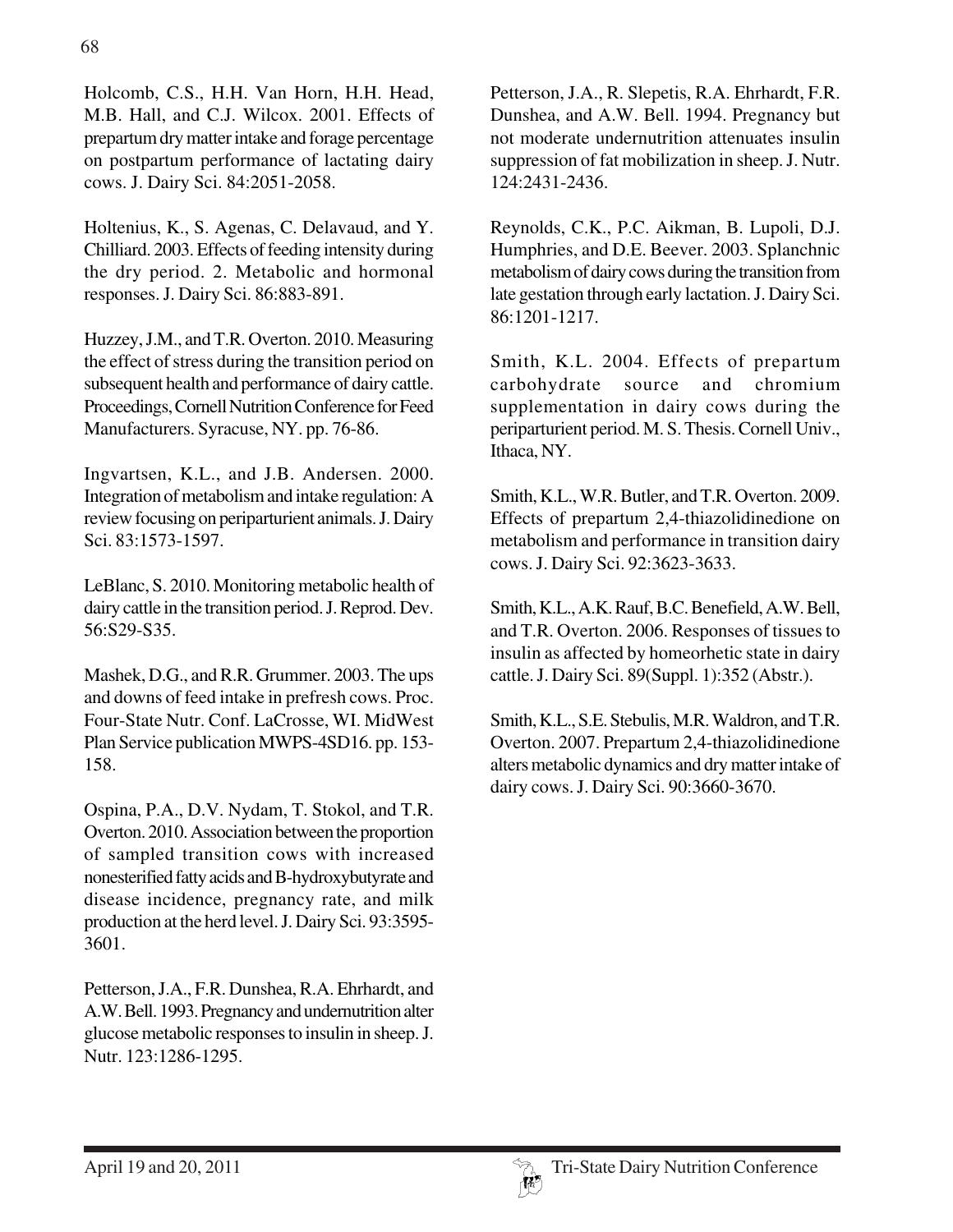Holcomb, C.S., H.H. Van Horn, H.H. Head, M.B. Hall, and C.J. Wilcox. 2001. Effects of prepartum dry matter intake and forage percentage on postpartum performance of lactating dairy cows. J. Dairy Sci. 84:2051-2058.

Holtenius, K., S. Agenas, C. Delavaud, and Y. Chilliard. 2003. Effects of feeding intensity during the dry period. 2. Metabolic and hormonal responses. J. Dairy Sci. 86:883-891.

Huzzey, J.M., and T.R. Overton. 2010. Measuring the effect of stress during the transition period on subsequent health and performance of dairy cattle. Proceedings, Cornell Nutrition Conference for Feed Manufacturers. Syracuse, NY. pp. 76-86.

Ingvartsen, K.L., and J.B. Andersen. 2000. Integration of metabolism and intake regulation: A review focusing on periparturient animals. J. Dairy Sci. 83:1573-1597.

LeBlanc, S. 2010. Monitoring metabolic health of dairy cattle in the transition period. J. Reprod. Dev. 56:S29-S35.

Mashek, D.G., and R.R. Grummer. 2003. The ups and downs of feed intake in prefresh cows. Proc. Four-State Nutr. Conf. LaCrosse, WI. MidWest Plan Service publication MWPS-4SD16. pp. 153-158.

Ospina, P.A., D.V. Nydam, T. Stokol, and T.R. Overton. 2010. Association between the proportion of sampled transition cows with increased nonesterified fatty acids and B-hydroxybutyrate and disease incidence, pregnancy rate, and milk production at the herd level. J. Dairy Sci. 93:3595-3601.

Petterson, J.A., F.R. Dunshea, R.A. Ehrhardt, and A.W. Bell. 1993. Pregnancy and undernutrition alter glucose metabolic responses to insulin in sheep. J. Nutr. 123:1286-1295.

Petterson, J.A., R. Slepetis, R.A. Ehrhardt, F.R. Dunshea, and A.W. Bell. 1994. Pregnancy but not moderate undernutrition attenuates insulin suppression of fat mobilization in sheep. J. Nutr. 124:2431-2436.

Reynolds, C.K., P.C. Aikman, B. Lupoli, D.J. Humphries, and D.E. Beever. 2003. Splanchnic metabolism of dairy cows during the transition from late gestation through early lactation. J. Dairy Sci. 86:1201-1217.

Smith, K.L. 2004. Effects of prepartum carbohydrate source and chromium supplementation in dairy cows during the periparturient period. M. S. Thesis. Cornell Univ., Ithaca, NY.

Smith, K.L., W.R. Butler, and T.R. Overton. 2009. Effects of prepartum 2,4-thiazolidinedione on metabolism and performance in transition dairy cows. J. Dairy Sci. 92:3623-3633.

Smith, K.L., A.K. Rauf, B.C. Benefield, A.W. Bell, and T.R. Overton. 2006. Responses of tissues to insulin as affected by homeorhetic state in dairy cattle. J. Dairy Sci. 89(Suppl. 1):352 (Abstr.).

Smith, K.L., S.E. Stebulis, M.R. Waldron, and T.R. Overton. 2007. Prepartum 2,4-thiazolidinedione alters metabolic dynamics and dry matter intake of dairy cows. J. Dairy Sci. 90:3660-3670.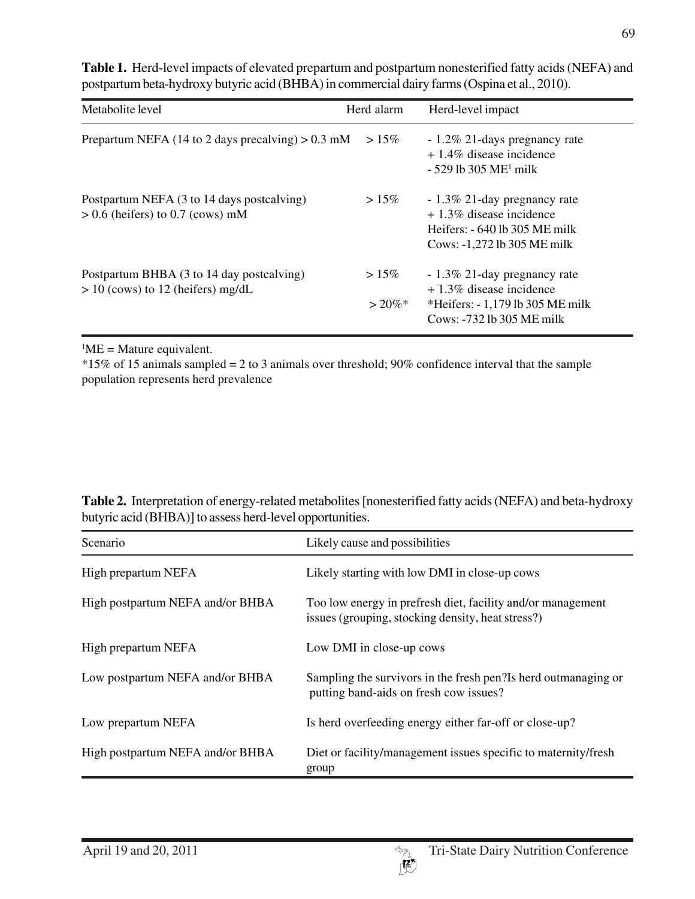**Table 1.** Herd-level impacts of elevated prepartum and postpartum nonesterified fatty acids (NEFA) and postpartum beta-hydroxy butyric acid (BHBA) in commercial dairy farms (Ospina et al., 2010).

| Metabolite level | Herd alarm | Herd-level impact |
|---|---|---|
| Prepartum NEFA (14 to 2 days precalving) > 0.3 mM | > 15% | - 1.2% 21-days pregnancy rate<br>+ 1.4% disease incidence<br>- 529 lb 305 ME[1] milk |
| Postpartum NEFA (3 to 14 days postcalving) > 0.6 (heifers) to 0.7 (cows) mM | > 15% | - 1.3% 21-day pregnancy rate<br>+ 1.3% disease incidence<br>Heifers: - 640 lb 305 ME milk<br>Cows: -1,272 lb 305 ME milk |
| Postpartum BHBA (3 to 14 day postcalving) > 10 (cows) to 12 (heifers) mg/dL | > 15%<br>> 20%* | - 1.3% 21-day pregnancy rate<br>+ 1.3% disease incidence<br>*Heifers: - 1,179 lb 305 ME milk<br>Cows: -732 lb 305 ME milk |

[1]ME = Mature equivalent.

*15% of 15 animals sampled = 2 to 3 animals over threshold; 90% confidence interval that the sample population represents herd prevalence

**Table 2.** Interpretation of energy-related metabolites [nonesterified fatty acids (NEFA) and beta-hydroxy butyric acid (BHBA)] to assess herd-level opportunities.

| Scenario | Likely cause and possibilities |
|---|---|
| High prepartum NEFA | Likely starting with low DMI in close-up cows |
| High postpartum NEFA and/or BHBA | Too low energy in prefresh diet, facility and/or management issues (grouping, stocking density, heat stress?) |
| High prepartum NEFA | Low DMI in close-up cows |
| Low postpartum NEFA and/or BHBA | Sampling the survivors in the fresh pen?Is herd outmanaging or putting band-aids on fresh cow issues? |
| Low prepartum NEFA | Is herd overfeeding energy either far-off or close-up? |
| High postpartum NEFA and/or BHBA | Diet or facility/management issues specific to maternity/fresh group |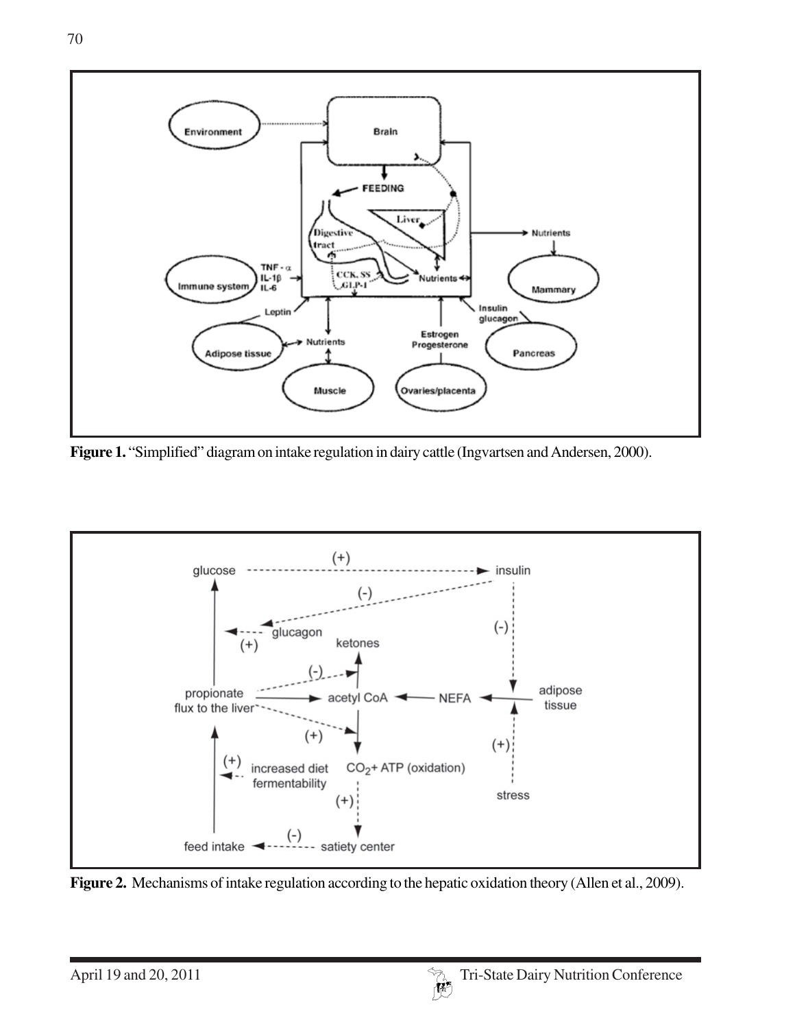Environment

Brain

FEEDING

Liver

Digestive tract

Nutrients

TNF - α
IL-1β
IL-6

Immune system

CCK, SS
GLP-1

Nutrients

Mammary

Leptin

Insulin
glucagon

Adipose tissue

Nutrients

Estrogen
Progesterone

Pancreas

Muscle

Ovaries/placenta

**Figure 1.** "Simplified" diagram on intake regulation in dairy cattle (Ingvartsen and Andersen, 2000).

glucose

(+)

insulin

(-)

glucagon

(+)

ketones

(-)

(-)

propionate
flux to the liver

acetyl CoA

NEFA

adipose
tissue

(+)

$CO_2$+ ATP (oxidation)

(+)

(+)

increased diet
fermentability

(+)

stress

feed intake

(-)

satiety center

**Figure 2.** Mechanisms of intake regulation according to the hepatic oxidation theory (Allen et al., 2009).